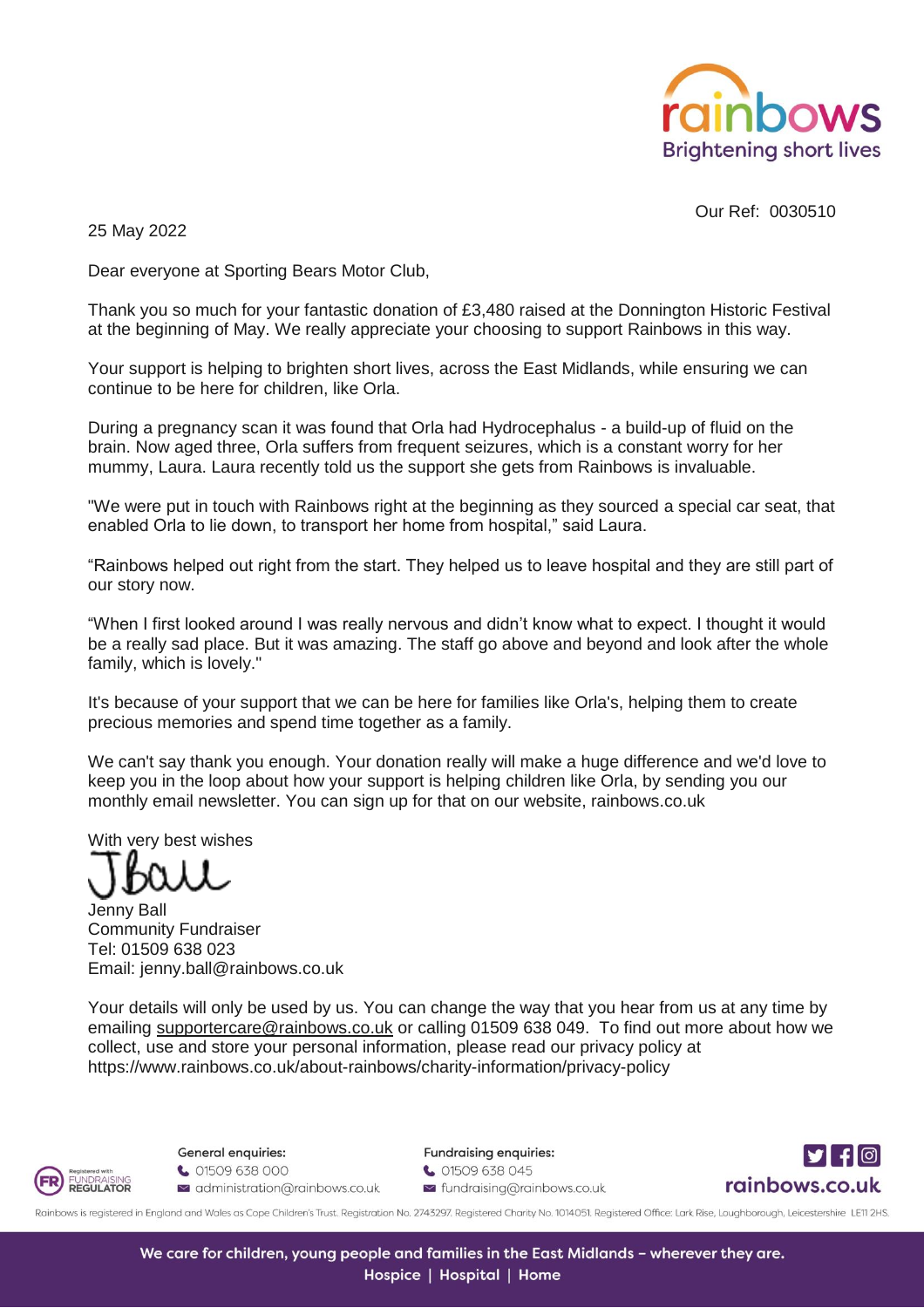rainbows
Brightening short lives

Our Ref: 0030510

25 May 2022

Dear everyone at Sporting Bears Motor Club,

Thank you so much for your fantastic donation of £3,480 raised at the Donnington Historic Festival at the beginning of May. We really appreciate your choosing to support Rainbows in this way.

Your support is helping to brighten short lives, across the East Midlands, while ensuring we can continue to be here for children, like Orla.

During a pregnancy scan it was found that Orla had Hydrocephalus - a build-up of fluid on the brain. Now aged three, Orla suffers from frequent seizures, which is a constant worry for her mummy, Laura. Laura recently told us the support she gets from Rainbows is invaluable.

"We were put in touch with Rainbows right at the beginning as they sourced a special car seat, that enabled Orla to lie down, to transport her home from hospital," said Laura.

"Rainbows helped out right from the start. They helped us to leave hospital and they are still part of our story now.

"When I first looked around I was really nervous and didn't know what to expect. I thought it would be a really sad place. But it was amazing. The staff go above and beyond and look after the whole family, which is lovely."

It's because of your support that we can be here for families like Orla's, helping them to create precious memories and spend time together as a family.

We can't say thank you enough. Your donation really will make a huge difference and we'd love to keep you in the loop about how your support is helping children like Orla, by sending you our monthly email newsletter. You can sign up for that on our website, rainbows.co.uk

With very best wishes

JBall

Jenny Ball
Community Fundraiser
Tel: 01509 638 023
Email: jenny.ball@rainbows.co.uk

Your details will only be used by us. You can change the way that you hear from us at any time by emailing supportercare@rainbows.co.uk or calling 01509 638 049. To find out more about how we collect, use and store your personal information, please read our privacy policy at https://www.rainbows.co.uk/about-rainbows/charity-information/privacy-policy

Registered with FUNDRAISING REGULATOR

General enquiries:
01509 638 000
administration@rainbows.co.uk

Fundraising enquiries:
01509 638 045
fundraising@rainbows.co.uk

rainbows.co.uk

Rainbows is registered in England and Wales as Cope Children's Trust. Registration No. 2743297. Registered Charity No. 1014051. Registered Office: Lark Rise, Loughborough, Leicestershire LE11 2HS.

We care for children, young people and families in the East Midlands – wherever they are.
Hospice | Hospital | Home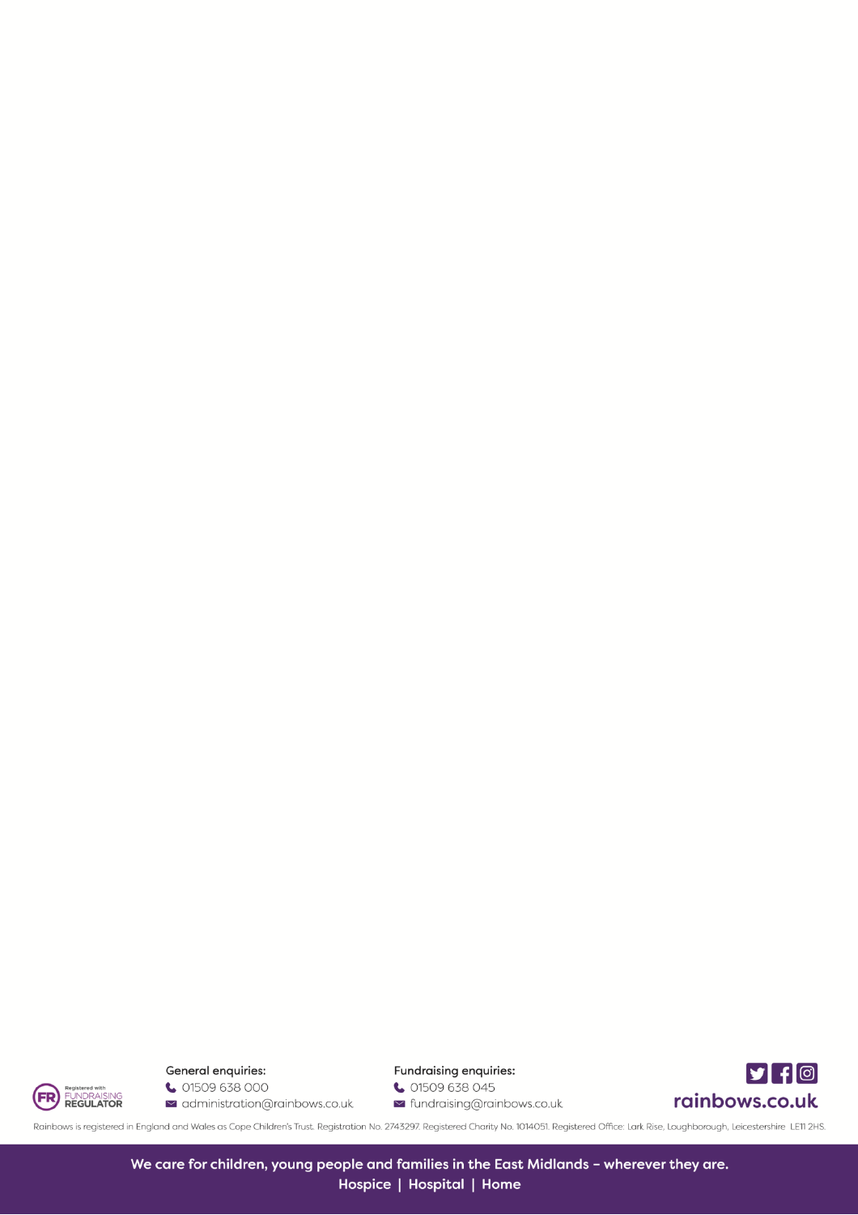Registered with FUNDRAISING REGULATOR

**General enquiries:**
01509 638 000
administration@rainbows.co.uk

**Fundraising enquiries:**
01509 638 045
fundraising@rainbows.co.uk

**rainbows.co.uk**

Rainbows is registered in England and Wales as Cope Children's Trust. Registration No. 2743297. Registered Charity No. 1014051. Registered Office: Lark Rise, Loughborough, Leicestershire LE11 2HS.

**We care for children, young people and families in the East Midlands – wherever they are.**
**Hospice | Hospital | Home**